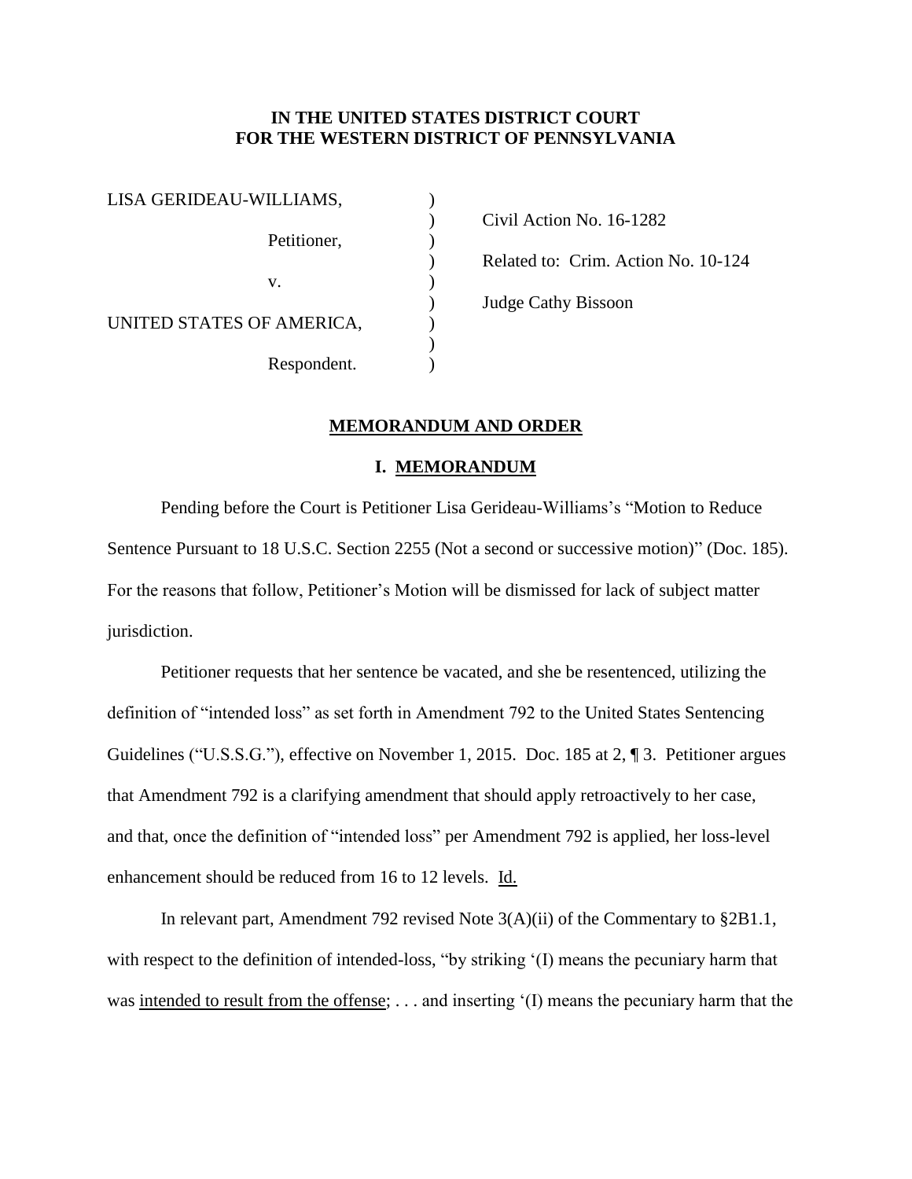**IN THE UNITED STATES DISTRICT COURT**
**FOR THE WESTERN DISTRICT OF PENNSYLVANIA**

| | | |
|---|---|---|
| LISA GERIDEAU-WILLIAMS, | ) | |
| | ) | Civil Action No. 16-1282 |
| Petitioner, | ) | |
| | ) | Related to: Crim. Action No. 10-124 |
| v. | ) | |
| | ) | Judge Cathy Bissoon |
| UNITED STATES OF AMERICA, | ) | |
| | ) | |
| Respondent. | ) | |

## MEMORANDUM AND ORDER

### I. MEMORANDUM

Pending before the Court is Petitioner Lisa Gerideau-Williams's "Motion to Reduce Sentence Pursuant to 18 U.S.C. Section 2255 (Not a second or successive motion)" (Doc. 185). For the reasons that follow, Petitioner's Motion will be dismissed for lack of subject matter jurisdiction.

Petitioner requests that her sentence be vacated, and she be resentenced, utilizing the definition of "intended loss" as set forth in Amendment 792 to the United States Sentencing Guidelines ("U.S.S.G."), effective on November 1, 2015. Doc. 185 at 2, ¶ 3. Petitioner argues that Amendment 792 is a clarifying amendment that should apply retroactively to her case, and that, once the definition of "intended loss" per Amendment 792 is applied, her loss-level enhancement should be reduced from 16 to 12 levels. Id.

In relevant part, Amendment 792 revised Note 3(A)(ii) of the Commentary to §2B1.1, with respect to the definition of intended-loss, "by striking '(I) means the pecuniary harm that was intended to result from the offense; . . . and inserting '(I) means the pecuniary harm that the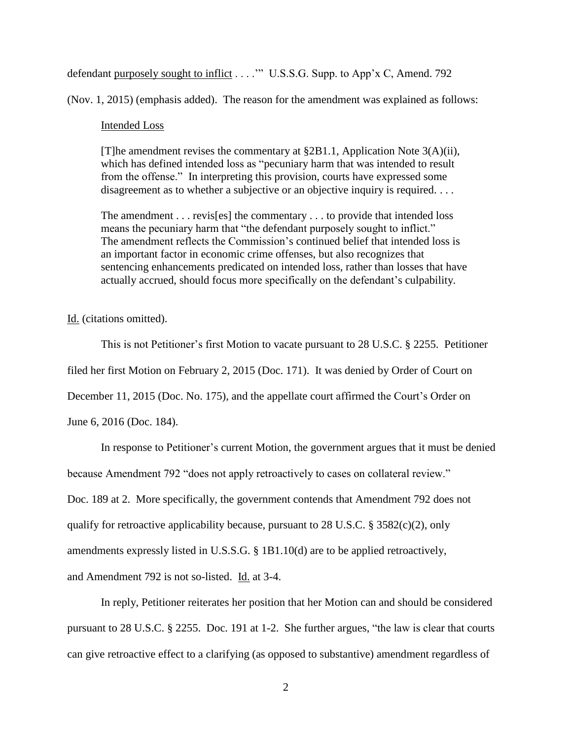defendant purposely sought to inflict . . . .'" U.S.S.G. Supp. to App'x C, Amend. 792 (Nov. 1, 2015) (emphasis added). The reason for the amendment was explained as follows:

> Intended Loss
>
> [T]he amendment revises the commentary at §2B1.1, Application Note 3(A)(ii), which has defined intended loss as "pecuniary harm that was intended to result from the offense." In interpreting this provision, courts have expressed some disagreement as to whether a subjective or an objective inquiry is required. . . .
>
> The amendment . . . revis[es] the commentary . . . to provide that intended loss means the pecuniary harm that "the defendant purposely sought to inflict." The amendment reflects the Commission's continued belief that intended loss is an important factor in economic crime offenses, but also recognizes that sentencing enhancements predicated on intended loss, rather than losses that have actually accrued, should focus more specifically on the defendant's culpability.

Id. (citations omitted).

This is not Petitioner's first Motion to vacate pursuant to 28 U.S.C. § 2255. Petitioner filed her first Motion on February 2, 2015 (Doc. 171). It was denied by Order of Court on December 11, 2015 (Doc. No. 175), and the appellate court affirmed the Court's Order on June 6, 2016 (Doc. 184).

In response to Petitioner's current Motion, the government argues that it must be denied because Amendment 792 "does not apply retroactively to cases on collateral review." Doc. 189 at 2. More specifically, the government contends that Amendment 792 does not qualify for retroactive applicability because, pursuant to 28 U.S.C. § 3582(c)(2), only amendments expressly listed in U.S.S.G. § 1B1.10(d) are to be applied retroactively, and Amendment 792 is not so-listed. Id. at 3-4.

In reply, Petitioner reiterates her position that her Motion can and should be considered pursuant to 28 U.S.C. § 2255. Doc. 191 at 1-2. She further argues, "the law is clear that courts can give retroactive effect to a clarifying (as opposed to substantive) amendment regardless of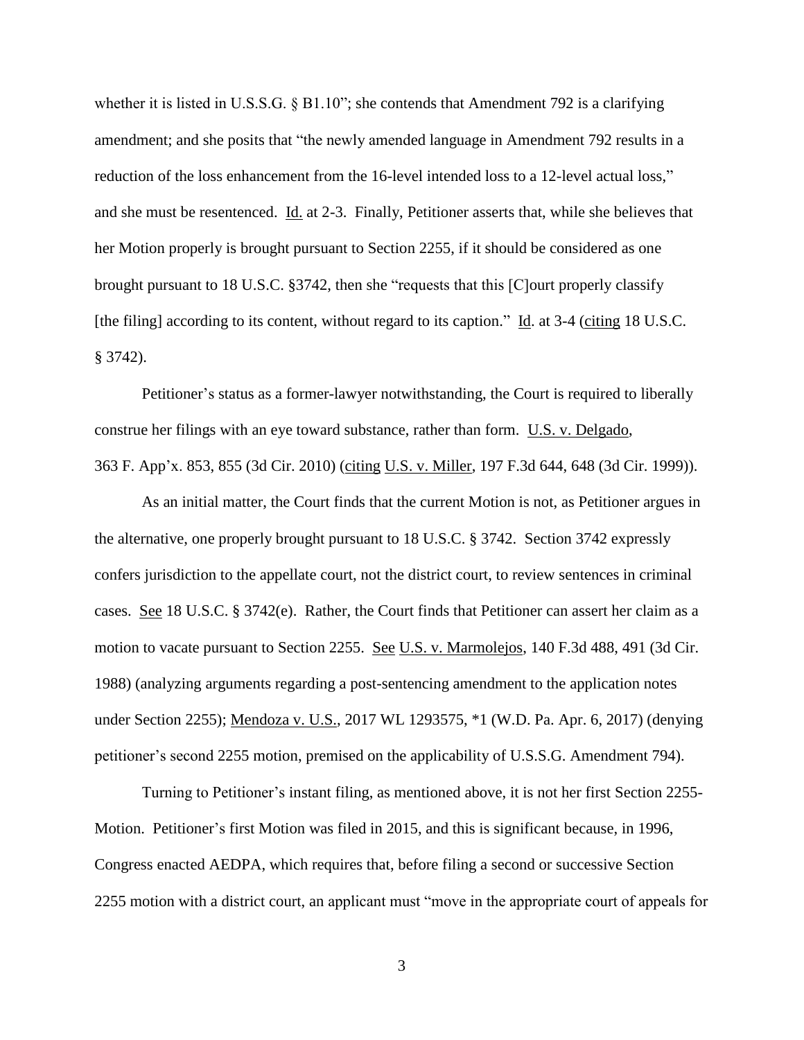whether it is listed in U.S.S.G. § B1.10"; she contends that Amendment 792 is a clarifying amendment; and she posits that "the newly amended language in Amendment 792 results in a reduction of the loss enhancement from the 16-level intended loss to a 12-level actual loss," and she must be resentenced. Id. at 2-3. Finally, Petitioner asserts that, while she believes that her Motion properly is brought pursuant to Section 2255, if it should be considered as one brought pursuant to 18 U.S.C. §3742, then she "requests that this [C]ourt properly classify [the filing] according to its content, without regard to its caption." Id. at 3-4 (citing 18 U.S.C. § 3742).

Petitioner's status as a former-lawyer notwithstanding, the Court is required to liberally construe her filings with an eye toward substance, rather than form. U.S. v. Delgado, 363 F. App'x. 853, 855 (3d Cir. 2010) (citing U.S. v. Miller, 197 F.3d 644, 648 (3d Cir. 1999)).

As an initial matter, the Court finds that the current Motion is not, as Petitioner argues in the alternative, one properly brought pursuant to 18 U.S.C. § 3742. Section 3742 expressly confers jurisdiction to the appellate court, not the district court, to review sentences in criminal cases. See 18 U.S.C. § 3742(e). Rather, the Court finds that Petitioner can assert her claim as a motion to vacate pursuant to Section 2255. See U.S. v. Marmolejos, 140 F.3d 488, 491 (3d Cir. 1988) (analyzing arguments regarding a post-sentencing amendment to the application notes under Section 2255); Mendoza v. U.S., 2017 WL 1293575, *1 (W.D. Pa. Apr. 6, 2017) (denying petitioner's second 2255 motion, premised on the applicability of U.S.S.G. Amendment 794).

Turning to Petitioner's instant filing, as mentioned above, it is not her first Section 2255-Motion. Petitioner's first Motion was filed in 2015, and this is significant because, in 1996, Congress enacted AEDPA, which requires that, before filing a second or successive Section 2255 motion with a district court, an applicant must "move in the appropriate court of appeals for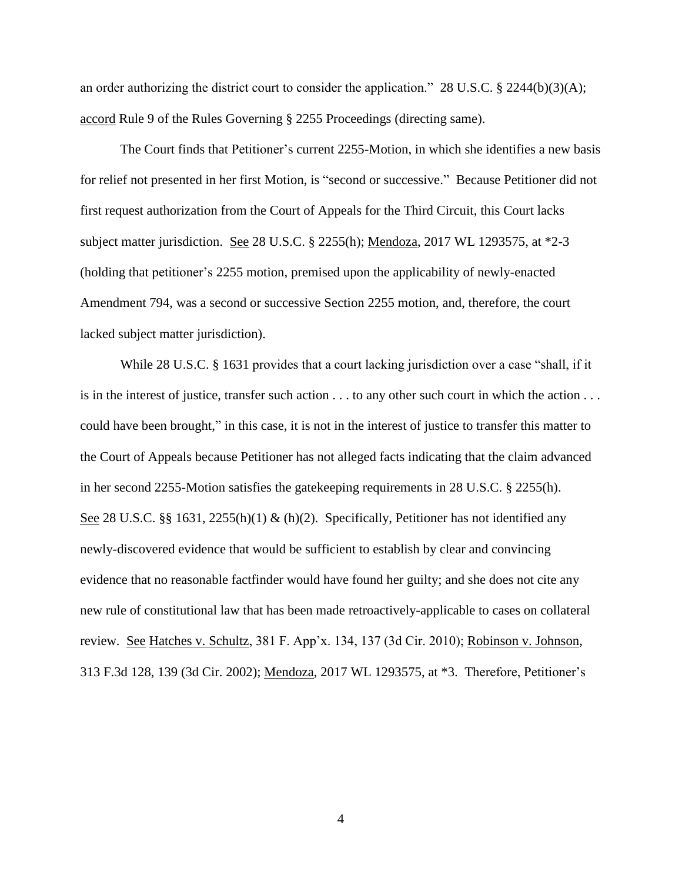an order authorizing the district court to consider the application." 28 U.S.C. § 2244(b)(3)(A); accord Rule 9 of the Rules Governing § 2255 Proceedings (directing same).

The Court finds that Petitioner's current 2255-Motion, in which she identifies a new basis for relief not presented in her first Motion, is "second or successive." Because Petitioner did not first request authorization from the Court of Appeals for the Third Circuit, this Court lacks subject matter jurisdiction. See 28 U.S.C. § 2255(h); Mendoza, 2017 WL 1293575, at *2-3 (holding that petitioner's 2255 motion, premised upon the applicability of newly-enacted Amendment 794, was a second or successive Section 2255 motion, and, therefore, the court lacked subject matter jurisdiction).

While 28 U.S.C. § 1631 provides that a court lacking jurisdiction over a case "shall, if it is in the interest of justice, transfer such action . . . to any other such court in which the action . . . could have been brought," in this case, it is not in the interest of justice to transfer this matter to the Court of Appeals because Petitioner has not alleged facts indicating that the claim advanced in her second 2255-Motion satisfies the gatekeeping requirements in 28 U.S.C. § 2255(h). See 28 U.S.C. §§ 1631, 2255(h)(1) & (h)(2). Specifically, Petitioner has not identified any newly-discovered evidence that would be sufficient to establish by clear and convincing evidence that no reasonable factfinder would have found her guilty; and she does not cite any new rule of constitutional law that has been made retroactively-applicable to cases on collateral review. See Hatches v. Schultz, 381 F. App'x. 134, 137 (3d Cir. 2010); Robinson v. Johnson, 313 F.3d 128, 139 (3d Cir. 2002); Mendoza, 2017 WL 1293575, at *3. Therefore, Petitioner's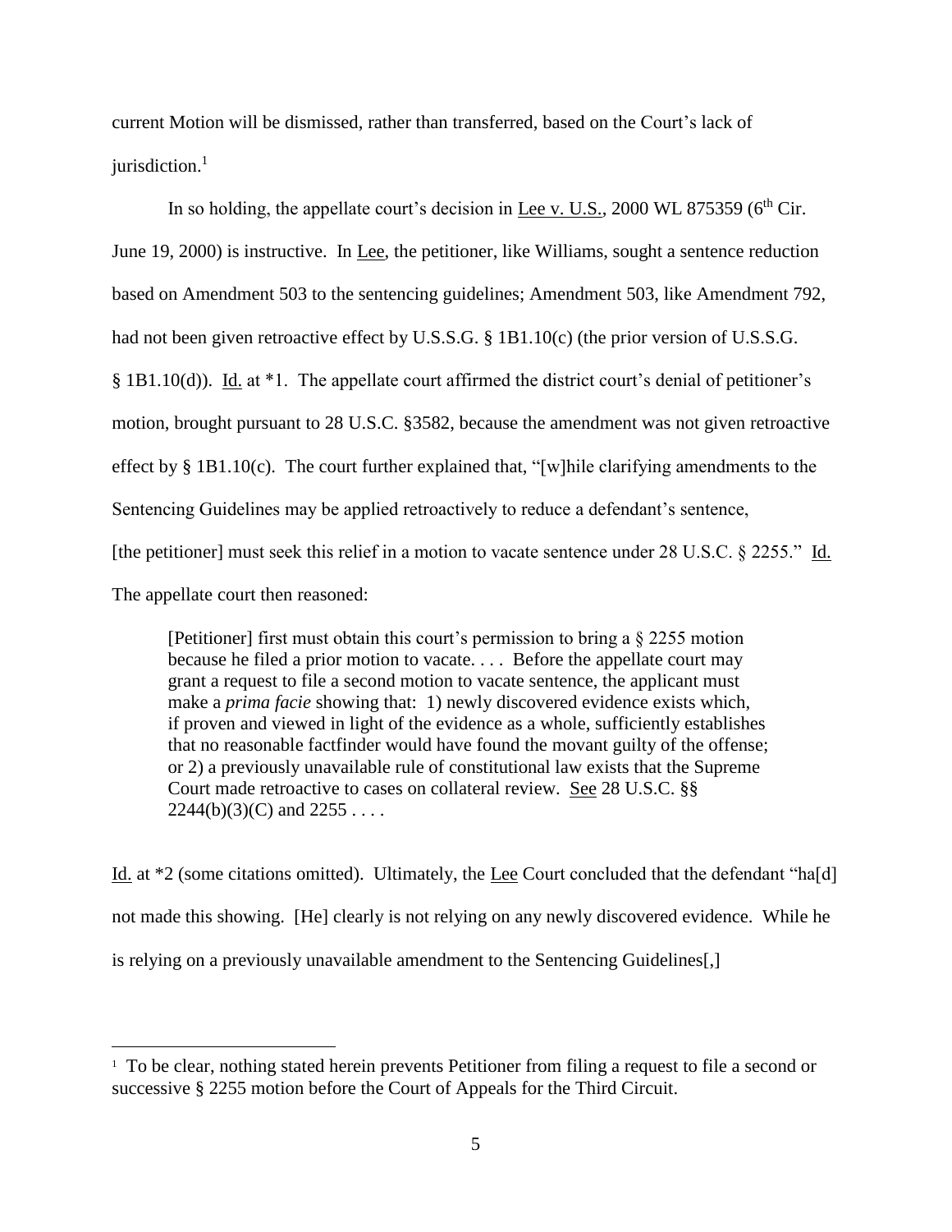current Motion will be dismissed, rather than transferred, based on the Court's lack of jurisdiction.[1]

In so holding, the appellate court's decision in Lee v. U.S., 2000 WL 875359 (6th Cir. June 19, 2000) is instructive. In Lee, the petitioner, like Williams, sought a sentence reduction based on Amendment 503 to the sentencing guidelines; Amendment 503, like Amendment 792, had not been given retroactive effect by U.S.S.G. § 1B1.10(c) (the prior version of U.S.S.G. § 1B1.10(d)). Id. at *1. The appellate court affirmed the district court's denial of petitioner's motion, brought pursuant to 28 U.S.C. §3582, because the amendment was not given retroactive effect by § 1B1.10(c). The court further explained that, "[w]hile clarifying amendments to the Sentencing Guidelines may be applied retroactively to reduce a defendant's sentence, [the petitioner] must seek this relief in a motion to vacate sentence under 28 U.S.C. § 2255." Id. The appellate court then reasoned:

> [Petitioner] first must obtain this court's permission to bring a § 2255 motion because he filed a prior motion to vacate. . . . Before the appellate court may grant a request to file a second motion to vacate sentence, the applicant must make a *prima facie* showing that: 1) newly discovered evidence exists which, if proven and viewed in light of the evidence as a whole, sufficiently establishes that no reasonable factfinder would have found the movant guilty of the offense; or 2) a previously unavailable rule of constitutional law exists that the Supreme Court made retroactive to cases on collateral review. See 28 U.S.C. §§ 2244(b)(3)(C) and 2255 . . . .

Id. at *2 (some citations omitted). Ultimately, the Lee Court concluded that the defendant "ha[d] not made this showing. [He] clearly is not relying on any newly discovered evidence. While he is relying on a previously unavailable amendment to the Sentencing Guidelines[,]

[1] To be clear, nothing stated herein prevents Petitioner from filing a request to file a second or successive § 2255 motion before the Court of Appeals for the Third Circuit.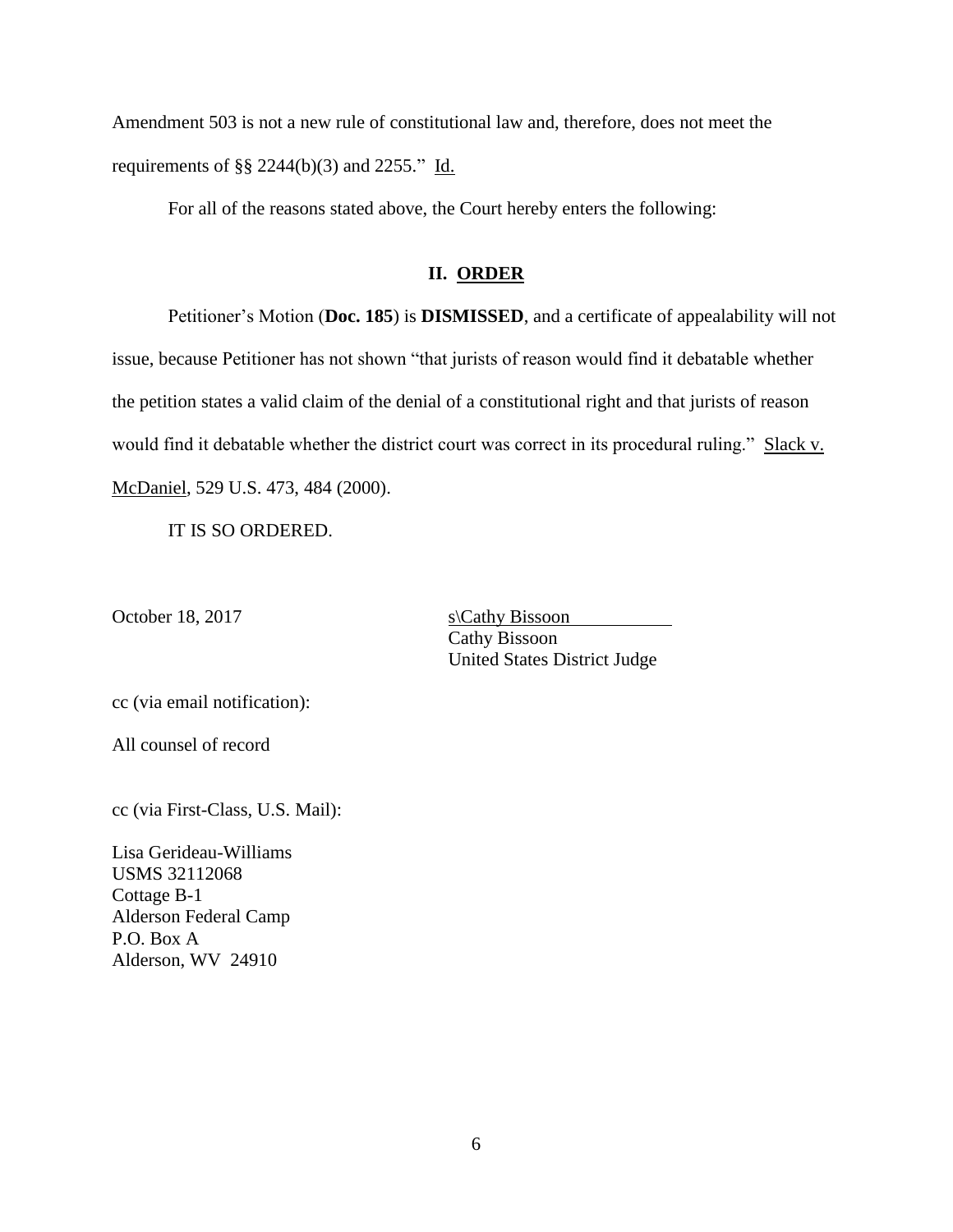Amendment 503 is not a new rule of constitutional law and, therefore, does not meet the requirements of §§ 2244(b)(3) and 2255." Id.

For all of the reasons stated above, the Court hereby enters the following:

## II. ORDER

Petitioner's Motion (**Doc. 185**) is **DISMISSED**, and a certificate of appealability will not issue, because Petitioner has not shown "that jurists of reason would find it debatable whether the petition states a valid claim of the denial of a constitutional right and that jurists of reason would find it debatable whether the district court was correct in its procedural ruling." Slack v. McDaniel, 529 U.S. 473, 484 (2000).

IT IS SO ORDERED.

October 18, 2017

s\Cathy Bissoon
Cathy Bissoon
United States District Judge

cc (via email notification):

All counsel of record

cc (via First-Class, U.S. Mail):

Lisa Gerideau-Williams
USMS 32112068
Cottage B-1
Alderson Federal Camp
P.O. Box A
Alderson, WV 24910